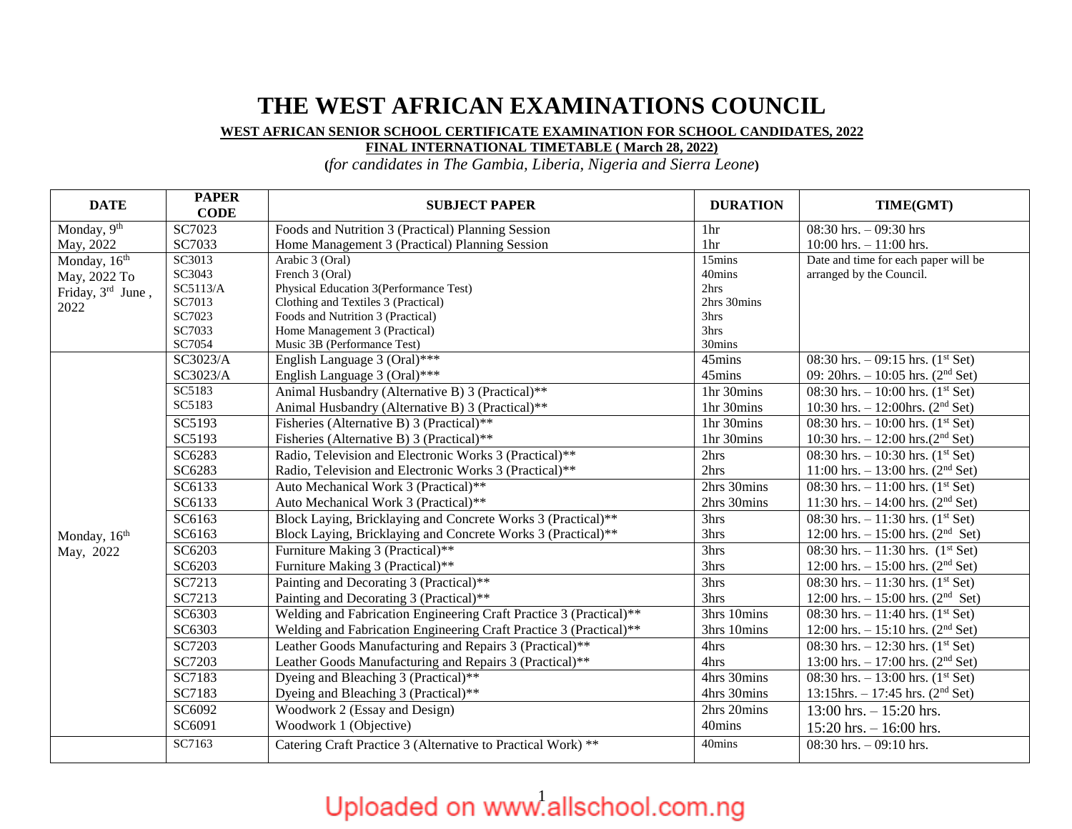# THE WEST AFRICAN EXAMINATIONS COUNCIL

**WEST AFRICAN SENIOR SCHOOL CERTIFICATE EXAMINATION FOR SCHOOL CANDIDATES, 2022**

**FINAL INTERNATIONAL TIMETABLE ( March 28, 2022)**

(*for candidates in The Gambia, Liberia, Nigeria and Sierra Leone*)

| DATE | PAPER CODE | SUBJECT PAPER | DURATION | TIME(GMT) |
|---|---|---|---|---|
| Monday, 9th May, 2022 | SC7023 | Foods and Nutrition 3 (Practical) Planning Session | 1hr | 08:30 hrs. – 09:30 hrs |
| | SC7033 | Home Management 3 (Practical) Planning Session | 1hr | 10:00 hrs. – 11:00 hrs. |
| Monday, 16th May, 2022 To Friday, 3rd June , 2022 | SC3013 | Arabic 3 (Oral) | 15mins | Date and time for each paper will be arranged by the Council. |
| | SC3043 | French 3 (Oral) | 40mins | |
| | SC5113/A | Physical Education 3(Performance Test) | 2hrs | |
| | SC7013 | Clothing and Textiles 3 (Practical) | 2hrs 30mins | |
| | SC7023 | Foods and Nutrition 3 (Practical) | 3hrs | |
| | SC7033 | Home Management 3 (Practical) | 3hrs | |
| | SC7054 | Music 3B (Performance Test) | 30mins | |
| Monday, 16th May, 2022 | SC3023/A | English Language 3 (Oral)*** | 45mins | 08:30 hrs. – 09:15 hrs. (1st Set) |
| | SC3023/A | English Language 3 (Oral)*** | 45mins | 09: 20hrs. – 10:05 hrs. (2nd Set) |
| | SC5183 | Animal Husbandry (Alternative B) 3 (Practical)** | 1hr 30mins | 08:30 hrs. – 10:00 hrs. (1st Set) |
| | SC5183 | Animal Husbandry (Alternative B) 3 (Practical)** | 1hr 30mins | 10:30 hrs. – 12:00hrs. (2nd Set) |
| | SC5193 | Fisheries (Alternative B) 3 (Practical)** | 1hr 30mins | 08:30 hrs. – 10:00 hrs. (1st Set) |
| | SC5193 | Fisheries (Alternative B) 3 (Practical)** | 1hr 30mins | 10:30 hrs. – 12:00 hrs.(2nd Set) |
| | SC6283 | Radio, Television and Electronic Works 3 (Practical)** | 2hrs | 08:30 hrs. – 10:30 hrs. (1st Set) |
| | SC6283 | Radio, Television and Electronic Works 3 (Practical)** | 2hrs | 11:00 hrs. – 13:00 hrs. (2nd Set) |
| | SC6133 | Auto Mechanical Work 3 (Practical)** | 2hrs 30mins | 08:30 hrs. – 11:00 hrs. (1st Set) |
| | SC6133 | Auto Mechanical Work 3 (Practical)** | 2hrs 30mins | 11:30 hrs. – 14:00 hrs. (2nd Set) |
| | SC6163 | Block Laying, Bricklaying and Concrete Works 3 (Practical)** | 3hrs | 08:30 hrs. – 11:30 hrs. (1st Set) |
| | SC6163 | Block Laying, Bricklaying and Concrete Works 3 (Practical)** | 3hrs | 12:00 hrs. – 15:00 hrs. (2nd Set) |
| | SC6203 | Furniture Making 3 (Practical)** | 3hrs | 08:30 hrs. – 11:30 hrs. (1st Set) |
| | SC6203 | Furniture Making 3 (Practical)** | 3hrs | 12:00 hrs. – 15:00 hrs. (2nd Set) |
| | SC7213 | Painting and Decorating 3 (Practical)** | 3hrs | 08:30 hrs. – 11:30 hrs. (1st Set) |
| | SC7213 | Painting and Decorating 3 (Practical)** | 3hrs | 12:00 hrs. – 15:00 hrs. (2nd Set) |
| | SC6303 | Welding and Fabrication Engineering Craft Practice 3 (Practical)** | 3hrs 10mins | 08:30 hrs. – 11:40 hrs. (1st Set) |
| | SC6303 | Welding and Fabrication Engineering Craft Practice 3 (Practical)** | 3hrs 10mins | 12:00 hrs. – 15:10 hrs. (2nd Set) |
| | SC7203 | Leather Goods Manufacturing and Repairs 3 (Practical)** | 4hrs | 08:30 hrs. – 12:30 hrs. (1st Set) |
| | SC7203 | Leather Goods Manufacturing and Repairs 3 (Practical)** | 4hrs | 13:00 hrs. – 17:00 hrs. (2nd Set) |
| | SC7183 | Dyeing and Bleaching 3 (Practical)** | 4hrs 30mins | 08:30 hrs. – 13:00 hrs. (1st Set) |
| | SC7183 | Dyeing and Bleaching 3 (Practical)** | 4hrs 30mins | 13:15hrs. – 17:45 hrs. (2nd Set) |
| | SC6092 | Woodwork 2 (Essay and Design) | 2hrs 20mins | 13:00 hrs. – 15:20 hrs. |
| | SC6091 | Woodwork 1 (Objective) | 40mins | 15:20 hrs. – 16:00 hrs. |
| | SC7163 | Catering Craft Practice 3 (Alternative to Practical Work) ** | 40mins | 08:30 hrs. – 09:10 hrs. |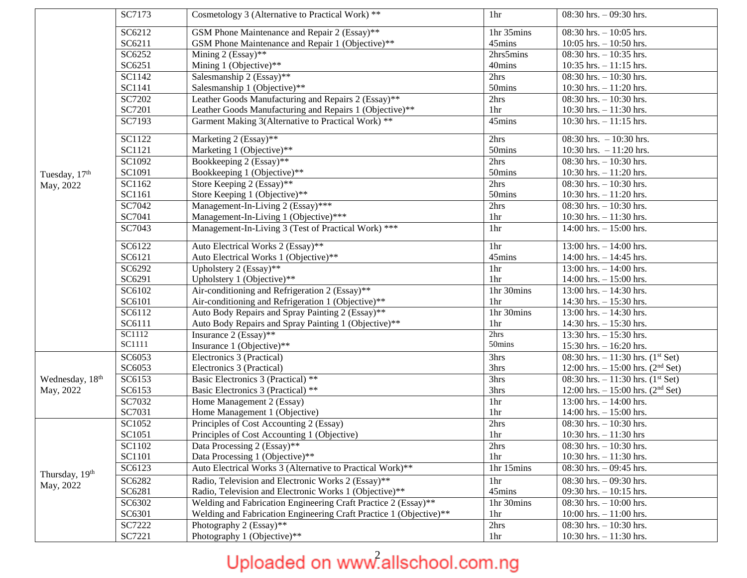| | | | | |
|---|---|---|---|---|
| Tuesday, 17th May, 2022 | SC7173 | Cosmetology 3 (Alternative to Practical Work) ** | 1hr | 08:30 hrs. – 09:30 hrs. |
| | SC6212 | GSM Phone Maintenance and Repair 2 (Essay)** | 1hr 35mins | 08:30 hrs. – 10:05 hrs. |
| | SC6211 | GSM Phone Maintenance and Repair 1 (Objective)** | 45mins | 10:05 hrs. – 10:50 hrs. |
| | SC6252 | Mining 2 (Essay)** | 2hrs5mins | 08:30 hrs. – 10:35 hrs. |
| | SC6251 | Mining 1 (Objective)** | 40mins | 10:35 hrs. – 11:15 hrs. |
| | SC1142 | Salesmanship 2 (Essay)** | 2hrs | 08:30 hrs. – 10:30 hrs. |
| | SC1141 | Salesmanship 1 (Objective)** | 50mins | 10:30 hrs. – 11:20 hrs. |
| | SC7202 | Leather Goods Manufacturing and Repairs 2 (Essay)** | 2hrs | 08:30 hrs. – 10:30 hrs. |
| | SC7201 | Leather Goods Manufacturing and Repairs 1 (Objective)** | 1hr | 10:30 hrs. – 11:30 hrs. |
| | SC7193 | Garment Making 3(Alternative to Practical Work) ** | 45mins | 10:30 hrs. – 11:15 hrs. |
| | SC1122 | Marketing 2 (Essay)** | 2hrs | 08:30 hrs. – 10:30 hrs. |
| | SC1121 | Marketing 1 (Objective)** | 50mins | 10:30 hrs. – 11:20 hrs. |
| | SC1092 | Bookkeeping 2 (Essay)** | 2hrs | 08:30 hrs. – 10:30 hrs. |
| | SC1091 | Bookkeeping 1 (Objective)** | 50mins | 10:30 hrs. – 11:20 hrs. |
| | SC1162 | Store Keeping 2 (Essay)** | 2hrs | 08:30 hrs. – 10:30 hrs. |
| | SC1161 | Store Keeping 1 (Objective)** | 50mins | 10:30 hrs. – 11:20 hrs. |
| | SC7042 | Management-In-Living 2 (Essay)*** | 2hrs | 08:30 hrs. – 10:30 hrs. |
| | SC7041 | Management-In-Living 1 (Objective)*** | 1hr | 10:30 hrs. – 11:30 hrs. |
| | SC7043 | Management-In-Living 3 (Test of Practical Work) *** | 1hr | 14:00 hrs. – 15:00 hrs. |
| | SC6122 | Auto Electrical Works 2 (Essay)** | 1hr | 13:00 hrs. – 14:00 hrs. |
| | SC6121 | Auto Electrical Works 1 (Objective)** | 45mins | 14:00 hrs. – 14:45 hrs. |
| | SC6292 | Upholstery 2 (Essay)** | 1hr | 13:00 hrs. – 14:00 hrs. |
| | SC6291 | Upholstery 1 (Objective)** | 1hr | 14:00 hrs. – 15:00 hrs. |
| | SC6102 | Air-conditioning and Refrigeration 2 (Essay)** | 1hr 30mins | 13:00 hrs. – 14:30 hrs. |
| | SC6101 | Air-conditioning and Refrigeration 1 (Objective)** | 1hr | 14:30 hrs. – 15:30 hrs. |
| | SC6112 | Auto Body Repairs and Spray Painting 2 (Essay)** | 1hr 30mins | 13:00 hrs. – 14:30 hrs. |
| | SC6111 | Auto Body Repairs and Spray Painting 1 (Objective)** | 1hr | 14:30 hrs. – 15:30 hrs. |
| | SC1112 | Insurance 2 (Essay)** | 2hrs | 13:30 hrs. – 15:30 hrs. |
| | SC1111 | Insurance 1 (Objective)** | 50mins | 15:30 hrs. – 16:20 hrs. |
| Wednesday, 18th May, 2022 | SC6053 | Electronics 3 (Practical) | 3hrs | 08:30 hrs. – 11:30 hrs. (1st Set) |
| | SC6053 | Electronics 3 (Practical) | 3hrs | 12:00 hrs. – 15:00 hrs. (2nd Set) |
| | SC6153 | Basic Electronics 3 (Practical) ** | 3hrs | 08:30 hrs. – 11:30 hrs. (1st Set) |
| | SC6153 | Basic Electronics 3 (Practical) ** | 3hrs | 12:00 hrs. – 15:00 hrs. (2nd Set) |
| | SC7032 | Home Management 2 (Essay) | 1hr | 13:00 hrs. – 14:00 hrs. |
| | SC7031 | Home Management 1 (Objective) | 1hr | 14:00 hrs. – 15:00 hrs. |
| Thursday, 19th May, 2022 | SC1052 | Principles of Cost Accounting 2 (Essay) | 2hrs | 08:30 hrs. – 10:30 hrs. |
| | SC1051 | Principles of Cost Accounting 1 (Objective) | 1hr | 10:30 hrs. – 11:30 hrs |
| | SC1102 | Data Processing 2 (Essay)** | 2hrs | 08:30 hrs. – 10:30 hrs. |
| | SC1101 | Data Processing 1 (Objective)** | 1hr | 10:30 hrs. – 11:30 hrs. |
| | SC6123 | Auto Electrical Works 3 (Alternative to Practical Work)** | 1hr 15mins | 08:30 hrs. – 09:45 hrs. |
| | SC6282 | Radio, Television and Electronic Works 2 (Essay)** | 1hr | 08:30 hrs. – 09:30 hrs. |
| | SC6281 | Radio, Television and Electronic Works 1 (Objective)** | 45mins | 09:30 hrs. – 10:15 hrs. |
| | SC6302 | Welding and Fabrication Engineering Craft Practice 2 (Essay)** | 1hr 30mins | 08:30 hrs. – 10:00 hrs. |
| | SC6301 | Welding and Fabrication Engineering Craft Practice 1 (Objective)** | 1hr | 10:00 hrs. – 11:00 hrs. |
| | SC7222 | Photography 2 (Essay)** | 2hrs | 08:30 hrs. – 10:30 hrs. |
| | SC7221 | Photography 1 (Objective)** | 1hr | 10:30 hrs. – 11:30 hrs. |

Uploaded on www.allschool.com.ng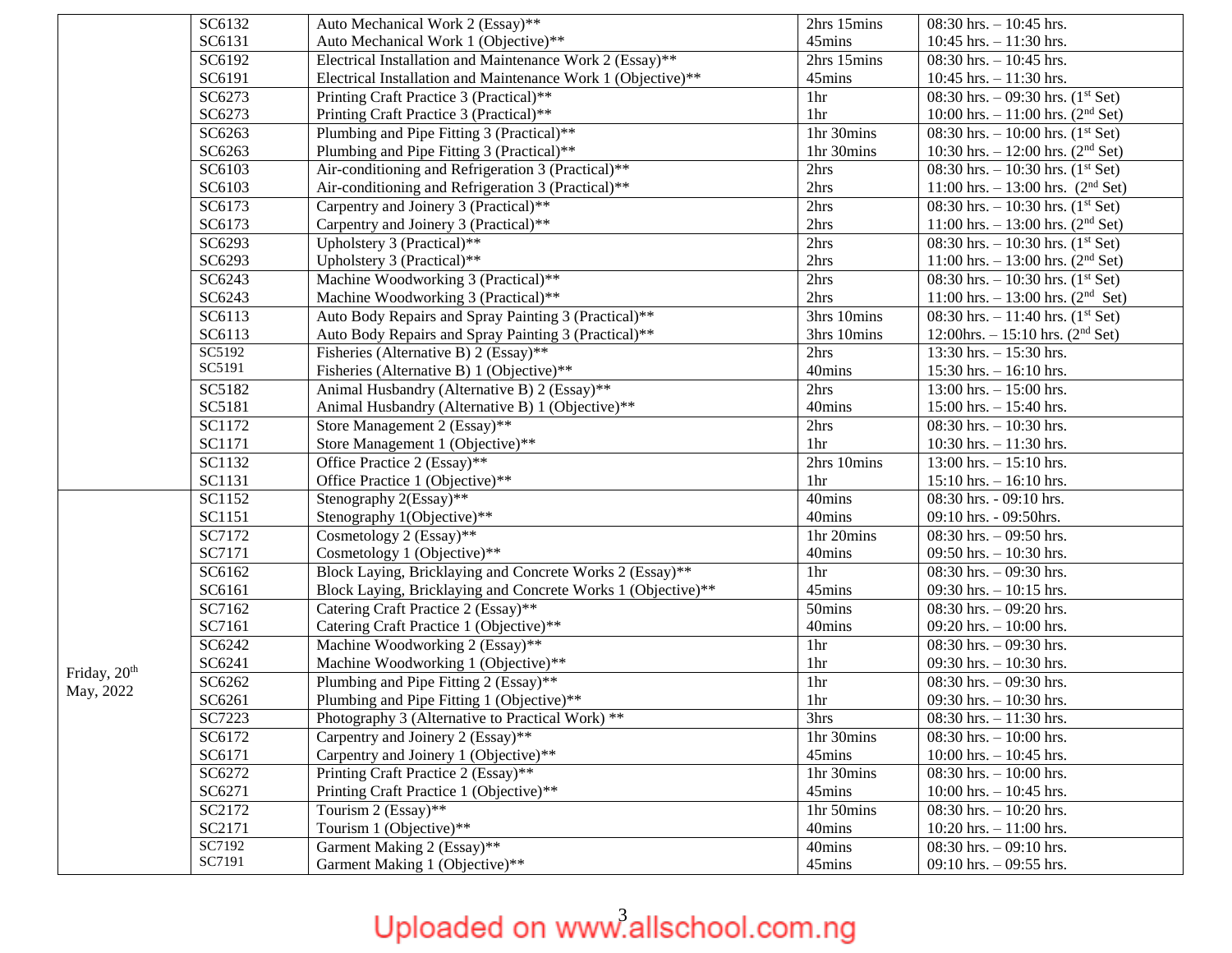| | | | | |
|---|---|---|---|---|
| | SC6132 | Auto Mechanical Work 2 (Essay)** | 2hrs 15mins | 08:30 hrs. – 10:45 hrs. |
| | SC6131 | Auto Mechanical Work 1 (Objective)** | 45mins | 10:45 hrs. – 11:30 hrs. |
| | SC6192 | Electrical Installation and Maintenance Work 2 (Essay)** | 2hrs 15mins | 08:30 hrs. – 10:45 hrs. |
| | SC6191 | Electrical Installation and Maintenance Work 1 (Objective)** | 45mins | 10:45 hrs. – 11:30 hrs. |
| | SC6273 | Printing Craft Practice 3 (Practical)** | 1hr | 08:30 hrs. – 09:30 hrs. (1st Set) |
| | SC6273 | Printing Craft Practice 3 (Practical)** | 1hr | 10:00 hrs. – 11:00 hrs. (2nd Set) |
| | SC6263 | Plumbing and Pipe Fitting 3 (Practical)** | 1hr 30mins | 08:30 hrs. – 10:00 hrs. (1st Set) |
| | SC6263 | Plumbing and Pipe Fitting 3 (Practical)** | 1hr 30mins | 10:30 hrs. – 12:00 hrs. (2nd Set) |
| | SC6103 | Air-conditioning and Refrigeration 3 (Practical)** | 2hrs | 08:30 hrs. – 10:30 hrs. (1st Set) |
| | SC6103 | Air-conditioning and Refrigeration 3 (Practical)** | 2hrs | 11:00 hrs. – 13:00 hrs. (2nd Set) |
| | SC6173 | Carpentry and Joinery 3 (Practical)** | 2hrs | 08:30 hrs. – 10:30 hrs. (1st Set) |
| | SC6173 | Carpentry and Joinery 3 (Practical)** | 2hrs | 11:00 hrs. – 13:00 hrs. (2nd Set) |
| | SC6293 | Upholstery 3 (Practical)** | 2hrs | 08:30 hrs. – 10:30 hrs. (1st Set) |
| | SC6293 | Upholstery 3 (Practical)** | 2hrs | 11:00 hrs. – 13:00 hrs. (2nd Set) |
| | SC6243 | Machine Woodworking 3 (Practical)** | 2hrs | 08:30 hrs. – 10:30 hrs. (1st Set) |
| | SC6243 | Machine Woodworking 3 (Practical)** | 2hrs | 11:00 hrs. – 13:00 hrs. (2nd Set) |
| | SC6113 | Auto Body Repairs and Spray Painting 3 (Practical)** | 3hrs 10mins | 08:30 hrs. – 11:40 hrs. (1st Set) |
| | SC6113 | Auto Body Repairs and Spray Painting 3 (Practical)** | 3hrs 10mins | 12:00hrs. – 15:10 hrs. (2nd Set) |
| | SC5192 | Fisheries (Alternative B) 2 (Essay)** | 2hrs | 13:30 hrs. – 15:30 hrs. |
| | SC5191 | Fisheries (Alternative B) 1 (Objective)** | 40mins | 15:30 hrs. – 16:10 hrs. |
| | SC5182 | Animal Husbandry (Alternative B) 2 (Essay)** | 2hrs | 13:00 hrs. – 15:00 hrs. |
| | SC5181 | Animal Husbandry (Alternative B) 1 (Objective)** | 40mins | 15:00 hrs. – 15:40 hrs. |
| | SC1172 | Store Management 2 (Essay)** | 2hrs | 08:30 hrs. – 10:30 hrs. |
| | SC1171 | Store Management 1 (Objective)** | 1hr | 10:30 hrs. – 11:30 hrs. |
| | SC1132 | Office Practice 2 (Essay)** | 2hrs 10mins | 13:00 hrs. – 15:10 hrs. |
| | SC1131 | Office Practice 1 (Objective)** | 1hr | 15:10 hrs. – 16:10 hrs. |
| Friday, 20th May, 2022 | SC1152 | Stenography 2(Essay)** | 40mins | 08:30 hrs. - 09:10 hrs. |
| | SC1151 | Stenography 1(Objective)** | 40mins | 09:10 hrs. - 09:50hrs. |
| | SC7172 | Cosmetology 2 (Essay)** | 1hr 20mins | 08:30 hrs. – 09:50 hrs. |
| | SC7171 | Cosmetology 1 (Objective)** | 40mins | 09:50 hrs. – 10:30 hrs. |
| | SC6162 | Block Laying, Bricklaying and Concrete Works 2 (Essay)** | 1hr | 08:30 hrs. – 09:30 hrs. |
| | SC6161 | Block Laying, Bricklaying and Concrete Works 1 (Objective)** | 45mins | 09:30 hrs. – 10:15 hrs. |
| | SC7162 | Catering Craft Practice 2 (Essay)** | 50mins | 08:30 hrs. – 09:20 hrs. |
| | SC7161 | Catering Craft Practice 1 (Objective)** | 40mins | 09:20 hrs. – 10:00 hrs. |
| | SC6242 | Machine Woodworking 2 (Essay)** | 1hr | 08:30 hrs. – 09:30 hrs. |
| | SC6241 | Machine Woodworking 1 (Objective)** | 1hr | 09:30 hrs. – 10:30 hrs. |
| | SC6262 | Plumbing and Pipe Fitting 2 (Essay)** | 1hr | 08:30 hrs. – 09:30 hrs. |
| | SC6261 | Plumbing and Pipe Fitting 1 (Objective)** | 1hr | 09:30 hrs. – 10:30 hrs. |
| | SC7223 | Photography 3 (Alternative to Practical Work) ** | 3hrs | 08:30 hrs. – 11:30 hrs. |
| | SC6172 | Carpentry and Joinery 2 (Essay)** | 1hr 30mins | 08:30 hrs. – 10:00 hrs. |
| | SC6171 | Carpentry and Joinery 1 (Objective)** | 45mins | 10:00 hrs. – 10:45 hrs. |
| | SC6272 | Printing Craft Practice 2 (Essay)** | 1hr 30mins | 08:30 hrs. – 10:00 hrs. |
| | SC6271 | Printing Craft Practice 1 (Objective)** | 45mins | 10:00 hrs. – 10:45 hrs. |
| | SC2172 | Tourism 2 (Essay)** | 1hr 50mins | 08:30 hrs. – 10:20 hrs. |
| | SC2171 | Tourism 1 (Objective)** | 40mins | 10:20 hrs. – 11:00 hrs. |
| | SC7192 | Garment Making 2 (Essay)** | 40mins | 08:30 hrs. – 09:10 hrs. |
| | SC7191 | Garment Making 1 (Objective)** | 45mins | 09:10 hrs. – 09:55 hrs. |

Uploaded on www.allschool.com.ng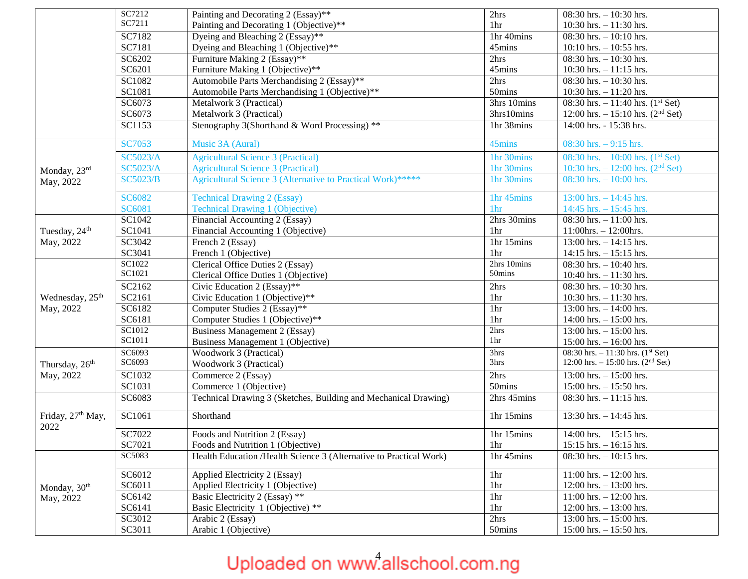| Date | Code | Subject | Duration | Time |
|---|---|---|---|---|
| | SC7212 | Painting and Decorating 2 (Essay)** | 2hrs | 08:30 hrs. – 10:30 hrs. |
| | SC7211 | Painting and Decorating 1 (Objective)** | 1hr | 10:30 hrs. – 11:30 hrs. |
| | SC7182 | Dyeing and Bleaching 2 (Essay)** | 1hr 40mins | 08:30 hrs. – 10:10 hrs. |
| | SC7181 | Dyeing and Bleaching 1 (Objective)** | 45mins | 10:10 hrs. – 10:55 hrs. |
| | SC6202 | Furniture Making 2 (Essay)** | 2hrs | 08:30 hrs. – 10:30 hrs. |
| | SC6201 | Furniture Making 1 (Objective)** | 45mins | 10:30 hrs. – 11:15 hrs. |
| | SC1082 | Automobile Parts Merchandising 2 (Essay)** | 2hrs | 08:30 hrs. – 10:30 hrs. |
| | SC1081 | Automobile Parts Merchandising 1 (Objective)** | 50mins | 10:30 hrs. – 11:20 hrs. |
| | SC6073 | Metalwork 3 (Practical) | 3hrs 10mins | 08:30 hrs. – 11:40 hrs. (1st Set) |
| | SC6073 | Metalwork 3 (Practical) | 3hrs10mins | 12:00 hrs. – 15:10 hrs. (2nd Set) |
| | SC1153 | Stenography 3(Shorthand & Word Processing) ** | 1hr 38mins | 14:00 hrs. - 15:38 hrs. |
| Monday, 23rd May, 2022 | SC7053 | Music 3A (Aural) | 45mins | 08:30 hrs. – 9:15 hrs. |
| | SC5023/A | Agricultural Science 3 (Practical) | 1hr 30mins | 08:30 hrs. – 10:00 hrs. (1st Set) |
| | SC5023/A | Agricultural Science 3 (Practical) | 1hr 30mins | 10:30 hrs. – 12:00 hrs. (2nd Set) |
| | SC5023/B | Agricultural Science 3 (Alternative to Practical Work)***** | 1hr 30mins | 08:30 hrs. – 10:00 hrs. |
| | SC6082 | Technical Drawing 2 (Essay) | 1hr 45mins | 13:00 hrs. – 14:45 hrs. |
| | SC6081 | Technical Drawing 1 (Objective) | 1hr | 14:45 hrs. – 15:45 hrs. |
| Tuesday, 24th May, 2022 | SC1042 | Financial Accounting 2 (Essay) | 2hrs 30mins | 08:30 hrs. – 11:00 hrs. |
| | SC1041 | Financial Accounting 1 (Objective) | 1hr | 11:00hrs. – 12:00hrs. |
| | SC3042 | French 2 (Essay) | 1hr 15mins | 13:00 hrs. – 14:15 hrs. |
| | SC3041 | French 1 (Objective) | 1hr | 14:15 hrs. – 15:15 hrs. |
| Wednesday, 25th May, 2022 | SC1022 | Clerical Office Duties 2 (Essay) | 2hrs 10mins | 08:30 hrs. – 10:40 hrs. |
| | SC1021 | Clerical Office Duties 1 (Objective) | 50mins | 10:40 hrs. – 11:30 hrs. |
| | SC2162 | Civic Education 2 (Essay)** | 2hrs | 08:30 hrs. – 10:30 hrs. |
| | SC2161 | Civic Education 1 (Objective)** | 1hr | 10:30 hrs. – 11:30 hrs. |
| | SC6182 | Computer Studies 2 (Essay)** | 1hr | 13:00 hrs. – 14:00 hrs. |
| | SC6181 | Computer Studies 1 (Objective)** | 1hr | 14:00 hrs. – 15:00 hrs. |
| | SC1012 | Business Management 2 (Essay) | 2hrs | 13:00 hrs. – 15:00 hrs. |
| | SC1011 | Business Management 1 (Objective) | 1hr | 15:00 hrs. – 16:00 hrs. |
| Thursday, 26th May, 2022 | SC6093 | Woodwork 3 (Practical) | 3hrs | 08:30 hrs. – 11:30 hrs. (1st Set) |
| | SC6093 | Woodwork 3 (Practical) | 3hrs | 12:00 hrs. – 15:00 hrs. (2nd Set) |
| | SC1032 | Commerce 2 (Essay) | 2hrs | 13:00 hrs. – 15:00 hrs. |
| | SC1031 | Commerce 1 (Objective) | 50mins | 15:00 hrs. – 15:50 hrs. |
| Friday, 27th May, 2022 | SC6083 | Technical Drawing 3 (Sketches, Building and Mechanical Drawing) | 2hrs 45mins | 08:30 hrs. – 11:15 hrs. |
| | SC1061 | Shorthand | 1hr 15mins | 13:30 hrs. – 14:45 hrs. |
| | SC7022 | Foods and Nutrition 2 (Essay) | 1hr 15mins | 14:00 hrs. – 15:15 hrs. |
| | SC7021 | Foods and Nutrition 1 (Objective) | 1hr | 15:15 hrs. – 16:15 hrs. |
| Monday, 30th May, 2022 | SC5083 | Health Education /Health Science 3 (Alternative to Practical Work) | 1hr 45mins | 08:30 hrs. – 10:15 hrs. |
| | SC6012 | Applied Electricity 2 (Essay) | 1hr | 11:00 hrs. – 12:00 hrs. |
| | SC6011 | Applied Electricity 1 (Objective) | 1hr | 12:00 hrs. – 13:00 hrs. |
| | SC6142 | Basic Electricity 2 (Essay) ** | 1hr | 11:00 hrs. – 12:00 hrs. |
| | SC6141 | Basic Electricity 1 (Objective) ** | 1hr | 12:00 hrs. – 13:00 hrs. |
| | SC3012 | Arabic 2 (Essay) | 2hrs | 13:00 hrs. – 15:00 hrs. |
| | SC3011 | Arabic 1 (Objective) | 50mins | 15:00 hrs. – 15:50 hrs. |

Uploaded on www.allschool.com.ng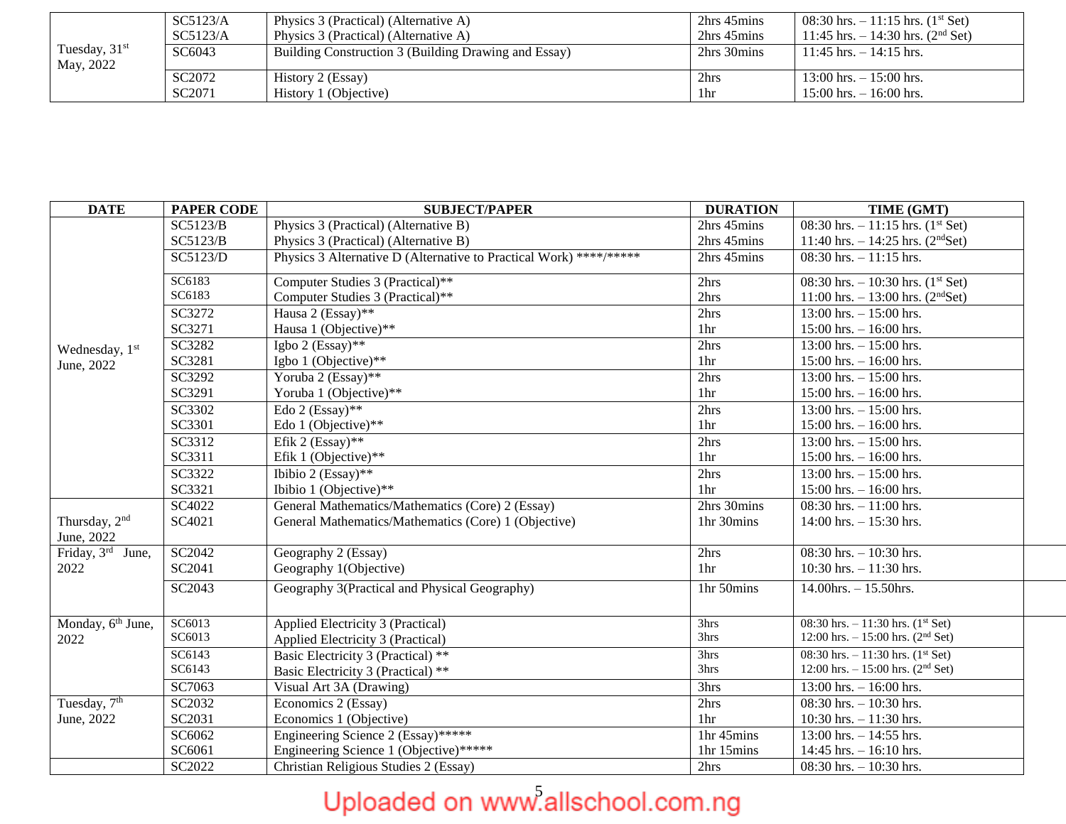| DATE | PAPER CODE | SUBJECT/PAPER | DURATION | TIME (GMT) |
|---|---|---|---|---|
| Tuesday, 31st May, 2022 | SC5123/A | Physics 3 (Practical) (Alternative A) | 2hrs 45mins | 08:30 hrs. – 11:15 hrs. (1st Set) |
| | SC5123/A | Physics 3 (Practical) (Alternative A) | 2hrs 45mins | 11:45 hrs. – 14:30 hrs. (2nd Set) |
| | SC6043 | Building Construction 3 (Building Drawing and Essay) | 2hrs 30mins | 11:45 hrs. – 14:15 hrs. |
| | SC2072 | History 2 (Essay) | 2hrs | 13:00 hrs. – 15:00 hrs. |
| | SC2071 | History 1 (Objective) | 1hr | 15:00 hrs. – 16:00 hrs. |

| DATE | PAPER CODE | SUBJECT/PAPER | DURATION | TIME (GMT) |
|---|---|---|---|---|
| Wednesday, 1st June, 2022 | SC5123/B | Physics 3 (Practical) (Alternative B) | 2hrs 45mins | 08:30 hrs. – 11:15 hrs. (1st Set) |
| | SC5123/B | Physics 3 (Practical) (Alternative B) | 2hrs 45mins | 11:40 hrs. – 14:25 hrs. (2ndSet) |
| | SC5123/D | Physics 3 Alternative D (Alternative to Practical Work) ****/***** | 2hrs 45mins | 08:30 hrs. – 11:15 hrs. |
| | SC6183 | Computer Studies 3 (Practical)** | 2hrs | 08:30 hrs. – 10:30 hrs. (1st Set) |
| | SC6183 | Computer Studies 3 (Practical)** | 2hrs | 11:00 hrs. – 13:00 hrs. (2ndSet) |
| | SC3272 | Hausa 2 (Essay)** | 2hrs | 13:00 hrs. – 15:00 hrs. |
| | SC3271 | Hausa 1 (Objective)** | 1hr | 15:00 hrs. – 16:00 hrs. |
| | SC3282 | Igbo 2 (Essay)** | 2hrs | 13:00 hrs. – 15:00 hrs. |
| | SC3281 | Igbo 1 (Objective)** | 1hr | 15:00 hrs. – 16:00 hrs. |
| | SC3292 | Yoruba 2 (Essay)** | 2hrs | 13:00 hrs. – 15:00 hrs. |
| | SC3291 | Yoruba 1 (Objective)** | 1hr | 15:00 hrs. – 16:00 hrs. |
| | SC3302 | Edo 2 (Essay)** | 2hrs | 13:00 hrs. – 15:00 hrs. |
| | SC3301 | Edo 1 (Objective)** | 1hr | 15:00 hrs. – 16:00 hrs. |
| | SC3312 | Efik 2 (Essay)** | 2hrs | 13:00 hrs. – 15:00 hrs. |
| | SC3311 | Efik 1 (Objective)** | 1hr | 15:00 hrs. – 16:00 hrs. |
| | SC3322 | Ibibio 2 (Essay)** | 2hrs | 13:00 hrs. – 15:00 hrs. |
| | SC3321 | Ibibio 1 (Objective)** | 1hr | 15:00 hrs. – 16:00 hrs. |
| Thursday, 2nd June, 2022 | SC4022 | General Mathematics/Mathematics (Core) 2 (Essay) | 2hrs 30mins | 08:30 hrs. – 11:00 hrs. |
| | SC4021 | General Mathematics/Mathematics (Core) 1 (Objective) | 1hr 30mins | 14:00 hrs. – 15:30 hrs. |
| Friday, 3rd June, 2022 | SC2042 | Geography 2 (Essay) | 2hrs | 08:30 hrs. – 10:30 hrs. |
| | SC2041 | Geography 1(Objective) | 1hr | 10:30 hrs. – 11:30 hrs. |
| | SC2043 | Geography 3(Practical and Physical Geography) | 1hr 50mins | 14.00hrs. – 15.50hrs. |
| Monday, 6th June, 2022 | SC6013 | Applied Electricity 3 (Practical) | 3hrs | 08:30 hrs. – 11:30 hrs. (1st Set) |
| | SC6013 | Applied Electricity 3 (Practical) | 3hrs | 12:00 hrs. – 15:00 hrs. (2nd Set) |
| | SC6143 | Basic Electricity 3 (Practical) ** | 3hrs | 08:30 hrs. – 11:30 hrs. (1st Set) |
| | SC6143 | Basic Electricity 3 (Practical) ** | 3hrs | 12:00 hrs. – 15:00 hrs. (2nd Set) |
| | SC7063 | Visual Art 3A (Drawing) | 3hrs | 13:00 hrs. – 16:00 hrs. |
| Tuesday, 7th June, 2022 | SC2032 | Economics 2 (Essay) | 2hrs | 08:30 hrs. – 10:30 hrs. |
| | SC2031 | Economics 1 (Objective) | 1hr | 10:30 hrs. – 11:30 hrs. |
| | SC6062 | Engineering Science 2 (Essay)***** | 1hr 45mins | 13:00 hrs. – 14:55 hrs. |
| | SC6061 | Engineering Science 1 (Objective)***** | 1hr 15mins | 14:45 hrs. – 16:10 hrs. |
| | SC2022 | Christian Religious Studies 2 (Essay) | 2hrs | 08:30 hrs. – 10:30 hrs. |

Uploaded on www.allschool.com.ng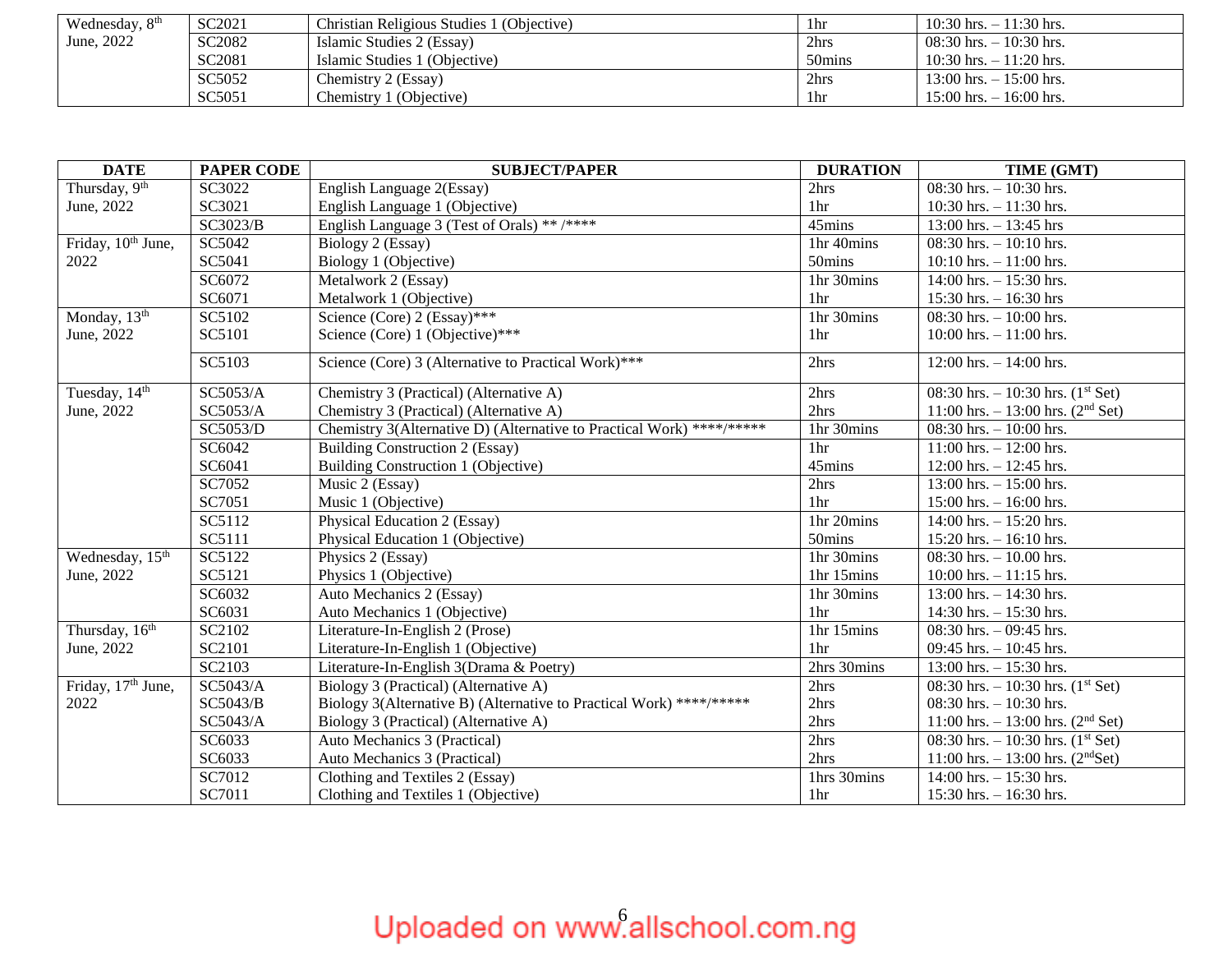| DATE | PAPER CODE | SUBJECT/PAPER | DURATION | TIME (GMT) |
|---|---|---|---|---|
| Wednesday, 8th June, 2022 | SC2021 | Christian Religious Studies 1 (Objective) | 1hr | 10:30 hrs. – 11:30 hrs. |
| | SC2082 | Islamic Studies 2 (Essay) | 2hrs | 08:30 hrs. – 10:30 hrs. |
| | SC2081 | Islamic Studies 1 (Objective) | 50mins | 10:30 hrs. – 11:20 hrs. |
| | SC5052 | Chemistry 2 (Essay) | 2hrs | 13:00 hrs. – 15:00 hrs. |
| | SC5051 | Chemistry 1 (Objective) | 1hr | 15:00 hrs. – 16:00 hrs. |

| DATE | PAPER CODE | SUBJECT/PAPER | DURATION | TIME (GMT) |
|---|---|---|---|---|
| Thursday, 9th June, 2022 | SC3022 | English Language 2(Essay) | 2hrs | 08:30 hrs. – 10:30 hrs. |
| | SC3021 | English Language 1 (Objective) | 1hr | 10:30 hrs. – 11:30 hrs. |
| | SC3023/B | English Language 3 (Test of Orals) ** /**** | 45mins | 13:00 hrs. – 13:45 hrs |
| Friday, 10th June, 2022 | SC5042 | Biology 2 (Essay) | 1hr 40mins | 08:30 hrs. – 10:10 hrs. |
| | SC5041 | Biology 1 (Objective) | 50mins | 10:10 hrs. – 11:00 hrs. |
| | SC6072 | Metalwork 2 (Essay) | 1hr 30mins | 14:00 hrs. – 15:30 hrs. |
| | SC6071 | Metalwork 1 (Objective) | 1hr | 15:30 hrs. – 16:30 hrs |
| Monday, 13th June, 2022 | SC5102 | Science (Core) 2 (Essay)*** | 1hr 30mins | 08:30 hrs. – 10:00 hrs. |
| | SC5101 | Science (Core) 1 (Objective)*** | 1hr | 10:00 hrs. – 11:00 hrs. |
| | SC5103 | Science (Core) 3 (Alternative to Practical Work)*** | 2hrs | 12:00 hrs. – 14:00 hrs. |
| Tuesday, 14th June, 2022 | SC5053/A | Chemistry 3 (Practical) (Alternative A) | 2hrs | 08:30 hrs. – 10:30 hrs. (1st Set) |
| | SC5053/A | Chemistry 3 (Practical) (Alternative A) | 2hrs | 11:00 hrs. – 13:00 hrs. (2nd Set) |
| | SC5053/D | Chemistry 3(Alternative D) (Alternative to Practical Work) ****/***** | 1hr 30mins | 08:30 hrs. – 10:00 hrs. |
| | SC6042 | Building Construction 2 (Essay) | 1hr | 11:00 hrs. – 12:00 hrs. |
| | SC6041 | Building Construction 1 (Objective) | 45mins | 12:00 hrs. – 12:45 hrs. |
| | SC7052 | Music 2 (Essay) | 2hrs | 13:00 hrs. – 15:00 hrs. |
| | SC7051 | Music 1 (Objective) | 1hr | 15:00 hrs. – 16:00 hrs. |
| | SC5112 | Physical Education 2 (Essay) | 1hr 20mins | 14:00 hrs. – 15:20 hrs. |
| | SC5111 | Physical Education 1 (Objective) | 50mins | 15:20 hrs. – 16:10 hrs. |
| Wednesday, 15th June, 2022 | SC5122 | Physics 2 (Essay) | 1hr 30mins | 08:30 hrs. – 10.00 hrs. |
| | SC5121 | Physics 1 (Objective) | 1hr 15mins | 10:00 hrs. – 11:15 hrs. |
| | SC6032 | Auto Mechanics 2 (Essay) | 1hr 30mins | 13:00 hrs. – 14:30 hrs. |
| | SC6031 | Auto Mechanics 1 (Objective) | 1hr | 14:30 hrs. – 15:30 hrs. |
| Thursday, 16th June, 2022 | SC2102 | Literature-In-English 2 (Prose) | 1hr 15mins | 08:30 hrs. – 09:45 hrs. |
| | SC2101 | Literature-In-English 1 (Objective) | 1hr | 09:45 hrs. – 10:45 hrs. |
| | SC2103 | Literature-In-English 3(Drama & Poetry) | 2hrs 30mins | 13:00 hrs. – 15:30 hrs. |
| Friday, 17th June, 2022 | SC5043/A | Biology 3 (Practical) (Alternative A) | 2hrs | 08:30 hrs. – 10:30 hrs. (1st Set) |
| | SC5043/B | Biology 3(Alternative B) (Alternative to Practical Work) ****/***** | 2hrs | 08:30 hrs. – 10:30 hrs. |
| | SC5043/A | Biology 3 (Practical) (Alternative A) | 2hrs | 11:00 hrs. – 13:00 hrs. (2nd Set) |
| | SC6033 | Auto Mechanics 3 (Practical) | 2hrs | 08:30 hrs. – 10:30 hrs. (1st Set) |
| | SC6033 | Auto Mechanics 3 (Practical) | 2hrs | 11:00 hrs. – 13:00 hrs. (2nd Set) |
| | SC7012 | Clothing and Textiles 2 (Essay) | 1hrs 30mins | 14:00 hrs. – 15:30 hrs. |
| | SC7011 | Clothing and Textiles 1 (Objective) | 1hr | 15:30 hrs. – 16:30 hrs. |

Uploaded on www.allschool.com.ng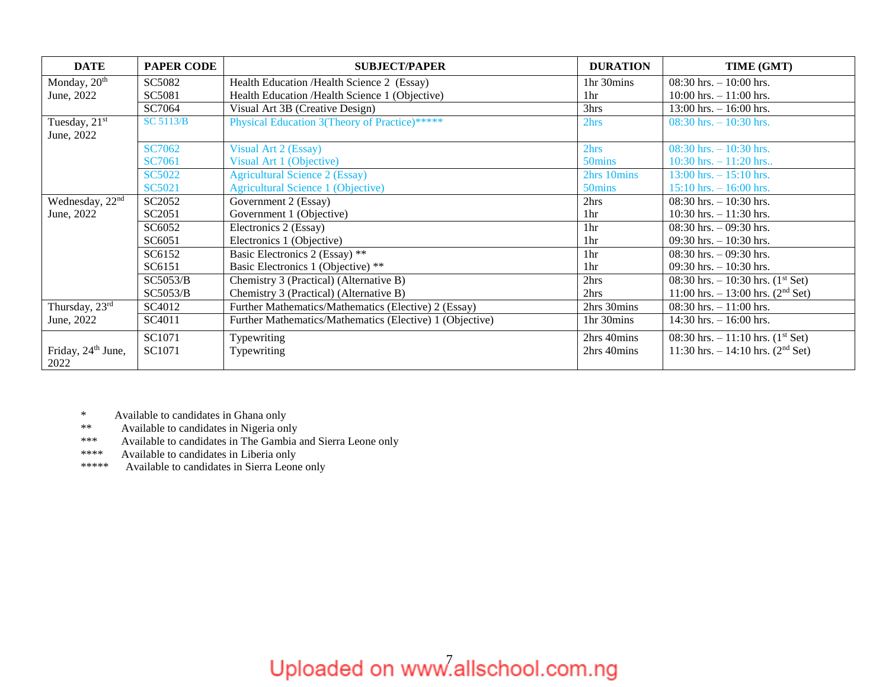| DATE | PAPER CODE | SUBJECT/PAPER | DURATION | TIME (GMT) |
|---|---|---|---|---|
| Monday, 20th June, 2022 | SC5082 | Health Education /Health Science 2 (Essay) | 1hr 30mins | 08:30 hrs. – 10:00 hrs. |
| | SC5081 | Health Education /Health Science 1 (Objective) | 1hr | 10:00 hrs. – 11:00 hrs. |
| | SC7064 | Visual Art 3B (Creative Design) | 3hrs | 13:00 hrs. – 16:00 hrs. |
| Tuesday, 21st June, 2022 | SC 5113/B | Physical Education 3(Theory of Practice)***** | 2hrs | 08:30 hrs. – 10:30 hrs. |
| | SC7062 | Visual Art 2 (Essay) | 2hrs | 08:30 hrs. – 10:30 hrs. |
| | SC7061 | Visual Art 1 (Objective) | 50mins | 10:30 hrs. – 11:20 hrs.. |
| | SC5022 | Agricultural Science 2 (Essay) | 2hrs 10mins | 13:00 hrs. – 15:10 hrs. |
| | SC5021 | Agricultural Science 1 (Objective) | 50mins | 15:10 hrs. – 16:00 hrs. |
| Wednesday, 22nd June, 2022 | SC2052 | Government 2 (Essay) | 2hrs | 08:30 hrs. – 10:30 hrs. |
| | SC2051 | Government 1 (Objective) | 1hr | 10:30 hrs. – 11:30 hrs. |
| | SC6052 | Electronics 2 (Essay) | 1hr | 08:30 hrs. – 09:30 hrs. |
| | SC6051 | Electronics 1 (Objective) | 1hr | 09:30 hrs. – 10:30 hrs. |
| | SC6152 | Basic Electronics 2 (Essay) ** | 1hr | 08:30 hrs. – 09:30 hrs. |
| | SC6151 | Basic Electronics 1 (Objective) ** | 1hr | 09:30 hrs. – 10:30 hrs. |
| | SC5053/B | Chemistry 3 (Practical) (Alternative B) | 2hrs | 08:30 hrs. – 10:30 hrs. (1st Set) |
| | SC5053/B | Chemistry 3 (Practical) (Alternative B) | 2hrs | 11:00 hrs. – 13:00 hrs. (2nd Set) |
| Thursday, 23rd June, 2022 | SC4012 | Further Mathematics/Mathematics (Elective) 2 (Essay) | 2hrs 30mins | 08:30 hrs. – 11:00 hrs. |
| | SC4011 | Further Mathematics/Mathematics (Elective) 1 (Objective) | 1hr 30mins | 14:30 hrs. – 16:00 hrs. |
| Friday, 24th June, 2022 | SC1071 | Typewriting | 2hrs 40mins | 08:30 hrs. – 11:10 hrs. (1st Set) |
| | SC1071 | Typewriting | 2hrs 40mins | 11:30 hrs. – 14:10 hrs. (2nd Set) |

\* Available to candidates in Ghana only
\** Available to candidates in Nigeria only
\*** Available to candidates in The Gambia and Sierra Leone only
\**** Available to candidates in Liberia only
\***** Available to candidates in Sierra Leone only

Uploaded on www.allschool.com.ng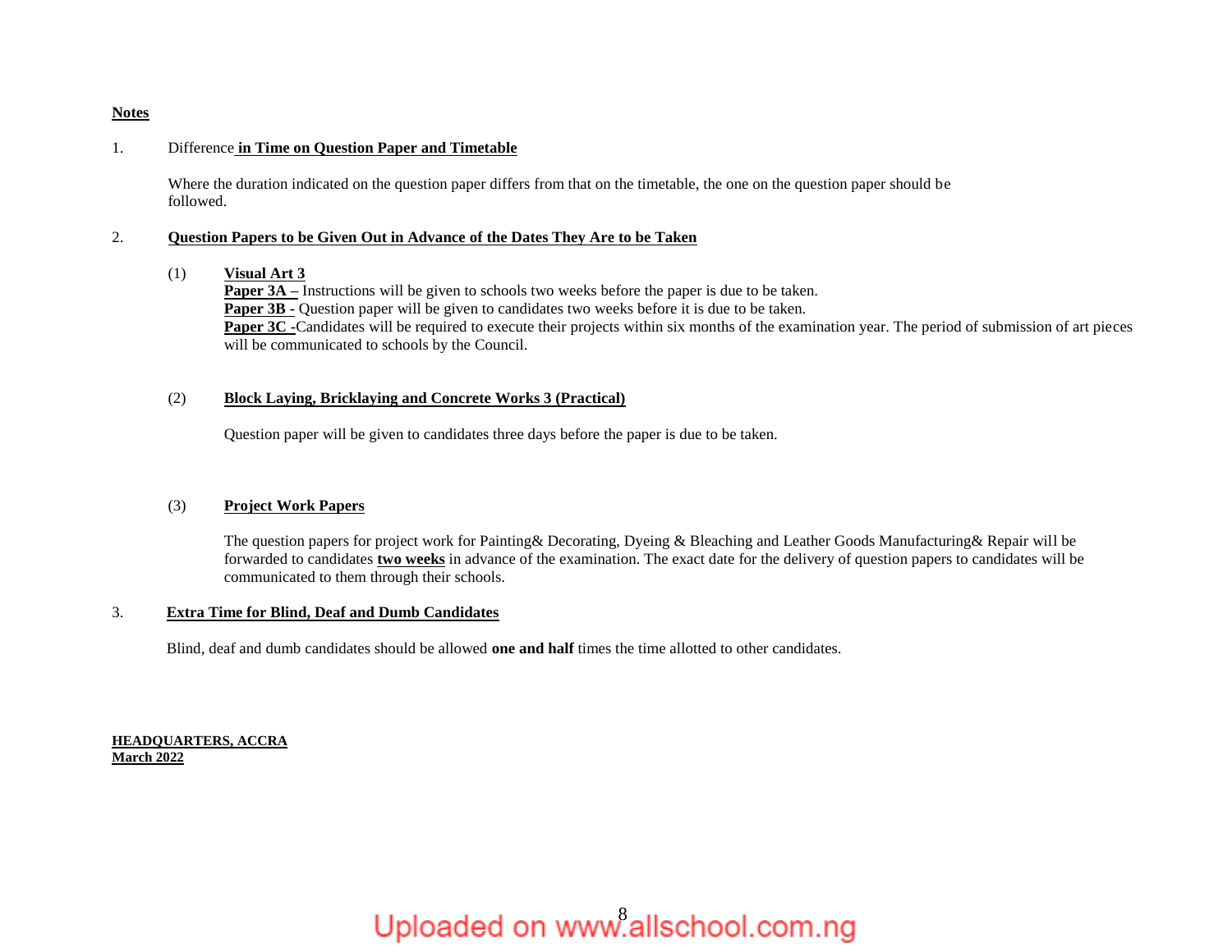**Notes**

1. Difference **in Time on Question Paper and Timetable**

   Where the duration indicated on the question paper differs from that on the timetable, the one on the question paper should be followed.

2. **Question Papers to be Given Out in Advance of the Dates They Are to be Taken**

   (1) **Visual Art 3**
   **Paper 3A –** Instructions will be given to schools two weeks before the paper is due to be taken.
   **Paper 3B -** Question paper will be given to candidates two weeks before it is due to be taken.
   **Paper 3C -**Candidates will be required to execute their projects within six months of the examination year. The period of submission of art pieces will be communicated to schools by the Council.

   (2) **Block Laying, Bricklaying and Concrete Works 3 (Practical)**

   Question paper will be given to candidates three days before the paper is due to be taken.

   (3) **Project Work Papers**

   The question papers for project work for Painting& Decorating, Dyeing & Bleaching and Leather Goods Manufacturing& Repair will be forwarded to candidates **two weeks** in advance of the examination. The exact date for the delivery of question papers to candidates will be communicated to them through their schools.

3. **Extra Time for Blind, Deaf and Dumb Candidates**

   Blind, deaf and dumb candidates should be allowed **one and half** times the time allotted to other candidates.

**HEADQUARTERS, ACCRA**
**March 2022**

Uploaded on www.allschool.com.ng